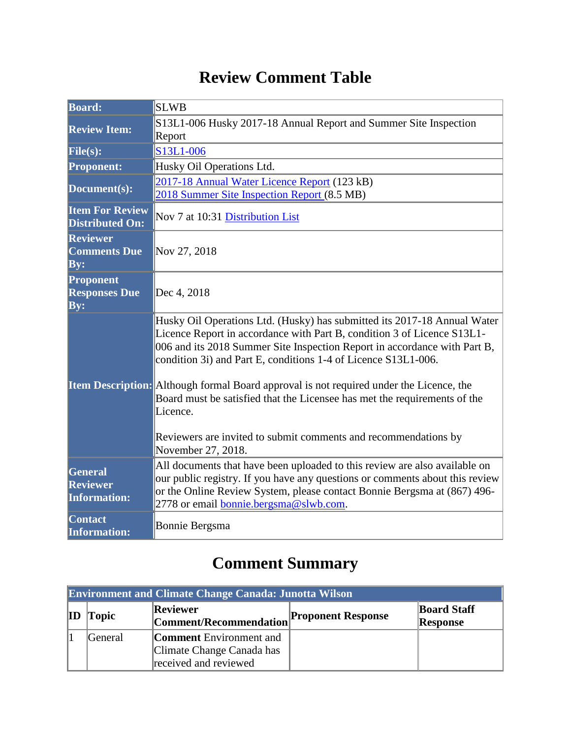# Review Comment Table

| | |
|---|---|
| **Board:** | SLWB |
| **Review Item:** | S13L1-006 Husky 2017-18 Annual Report and Summer Site Inspection Report |
| **File(s):** | S13L1-006 |
| **Proponent:** | Husky Oil Operations Ltd. |
| **Document(s):** | 2017-18 Annual Water Licence Report (123 kB)<br>2018 Summer Site Inspection Report (8.5 MB) |
| **Item For Review Distributed On:** | Nov 7 at 10:31 Distribution List |
| **Reviewer Comments Due By:** | Nov 27, 2018 |
| **Proponent Responses Due By:** | Dec 4, 2018 |
| **Item Description:** | Husky Oil Operations Ltd. (Husky) has submitted its 2017-18 Annual Water Licence Report in accordance with Part B, condition 3 of Licence S13L1-006 and its 2018 Summer Site Inspection Report in accordance with Part B, condition 3i) and Part E, conditions 1-4 of Licence S13L1-006.<br><br>Although formal Board approval is not required under the Licence, the Board must be satisfied that the Licensee has met the requirements of the Licence.<br><br>Reviewers are invited to submit comments and recommendations by November 27, 2018. |
| **General Reviewer Information:** | All documents that have been uploaded to this review are also available on our public registry. If you have any questions or comments about this review or the Online Review System, please contact Bonnie Bergsma at (867) 496-2778 or email bonnie.bergsma@slwb.com. |
| **Contact Information:** | Bonnie Bergsma |

# Comment Summary

**Environment and Climate Change Canada: Junotta Wilson**

| ID | Topic | Reviewer Comment/Recommendation | Proponent Response | Board Staff Response |
|---|---|---|---|---|
| 1 | General | **Comment** Environment and Climate Change Canada has received and reviewed | | |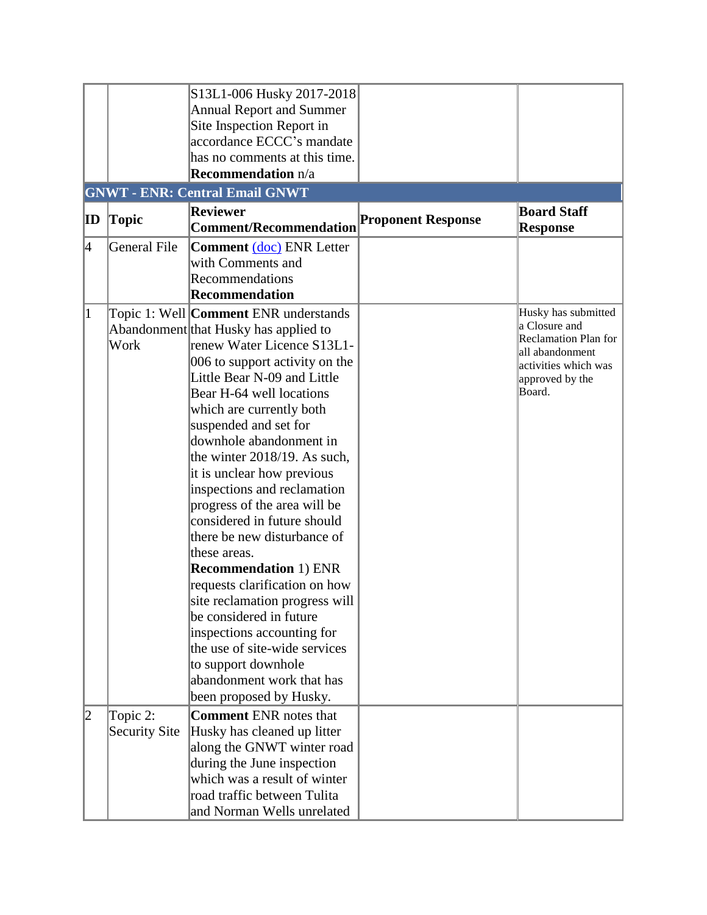| | | | | |
|---|---|---|---|---|
| | | S13L1-006 Husky 2017-2018 Annual Report and Summer Site Inspection Report in accordance ECCC's mandate has no comments at this time. **Recommendation** n/a | | |

**GNWT - ENR: Central Email GNWT**

| ID | Topic | Reviewer Comment/Recommendation | Proponent Response | Board Staff Response |
|---|---|---|---|---|
| 4 | General File | **Comment** (doc) ENR Letter with Comments and Recommendations **Recommendation** | | |
| 1 | Topic 1: Well Abandonment Work | **Comment** ENR understands that Husky has applied to renew Water Licence S13L1-006 to support activity on the Little Bear N-09 and Little Bear H-64 well locations which are currently both suspended and set for downhole abandonment in the winter 2018/19. As such, it is unclear how previous inspections and reclamation progress of the area will be considered in future should there be new disturbance of these areas. **Recommendation** 1) ENR requests clarification on how site reclamation progress will be considered in future inspections accounting for the use of site-wide services to support downhole abandonment work that has been proposed by Husky. | | Husky has submitted a Closure and Reclamation Plan for all abandonment activities which was approved by the Board. |
| 2 | Topic 2: Security Site | **Comment** ENR notes that Husky has cleaned up litter along the GNWT winter road during the June inspection which was a result of winter road traffic between Tulita and Norman Wells unrelated | | |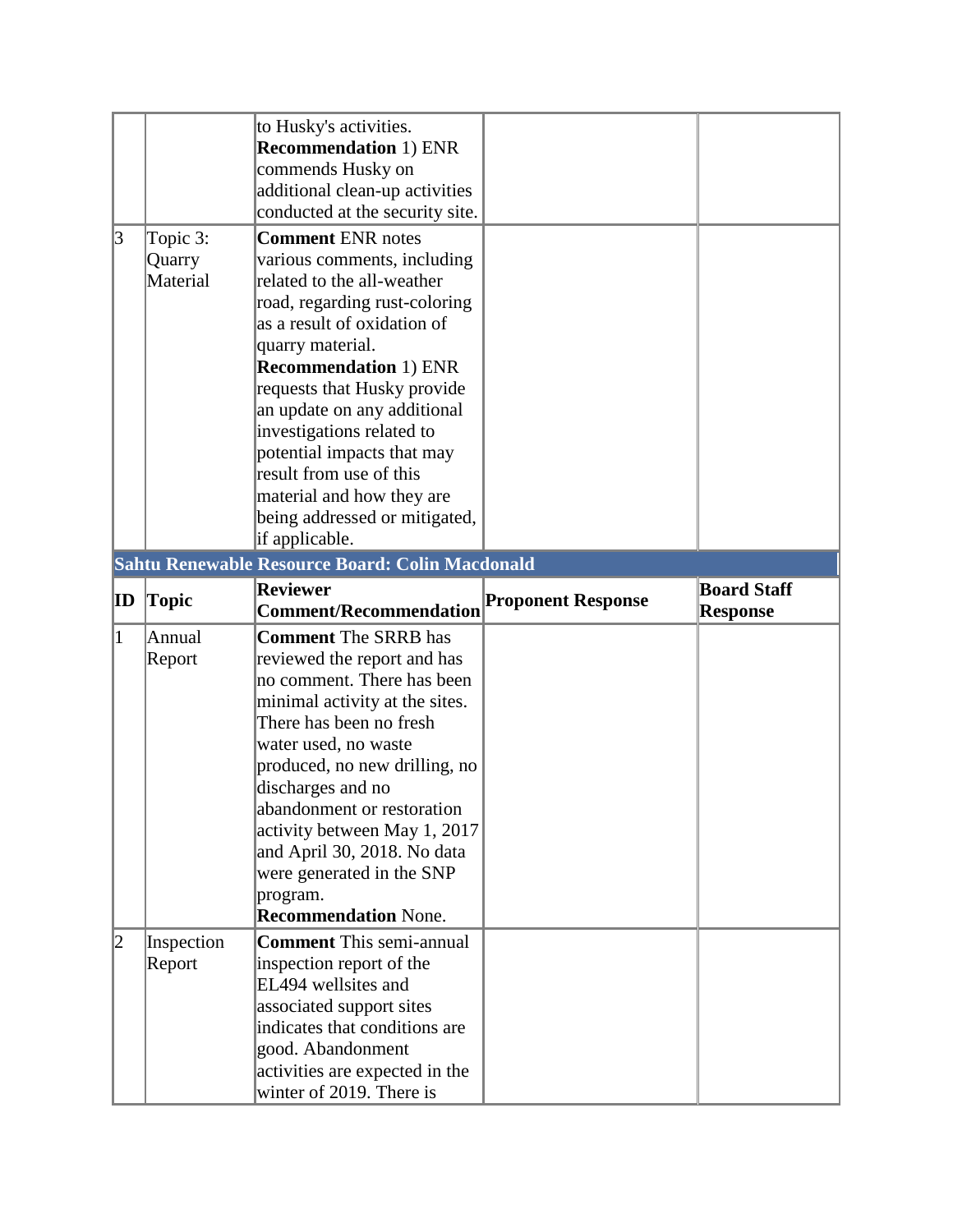| | | to Husky's activities. **Recommendation** 1) ENR commends Husky on additional clean-up activities conducted at the security site. | | |
|---|---|---|---|---|
| 3 | Topic 3: Quarry Material | **Comment** ENR notes various comments, including related to the all-weather road, regarding rust-coloring as a result of oxidation of quarry material. **Recommendation** 1) ENR requests that Husky provide an update on any additional investigations related to potential impacts that may result from use of this material and how they are being addressed or mitigated, if applicable. | | |

**Sahtu Renewable Resource Board: Colin Macdonald**

| ID | Topic | Reviewer Comment/Recommendation | Proponent Response | Board Staff Response |
|---|---|---|---|---|
| 1 | Annual Report | **Comment** The SRRB has reviewed the report and has no comment. There has been minimal activity at the sites. There has been no fresh water used, no waste produced, no new drilling, no discharges and no abandonment or restoration activity between May 1, 2017 and April 30, 2018. No data were generated in the SNP program. **Recommendation** None. | | |
| 2 | Inspection Report | **Comment** This semi-annual inspection report of the EL494 wellsites and associated support sites indicates that conditions are good. Abandonment activities are expected in the winter of 2019. There is | | |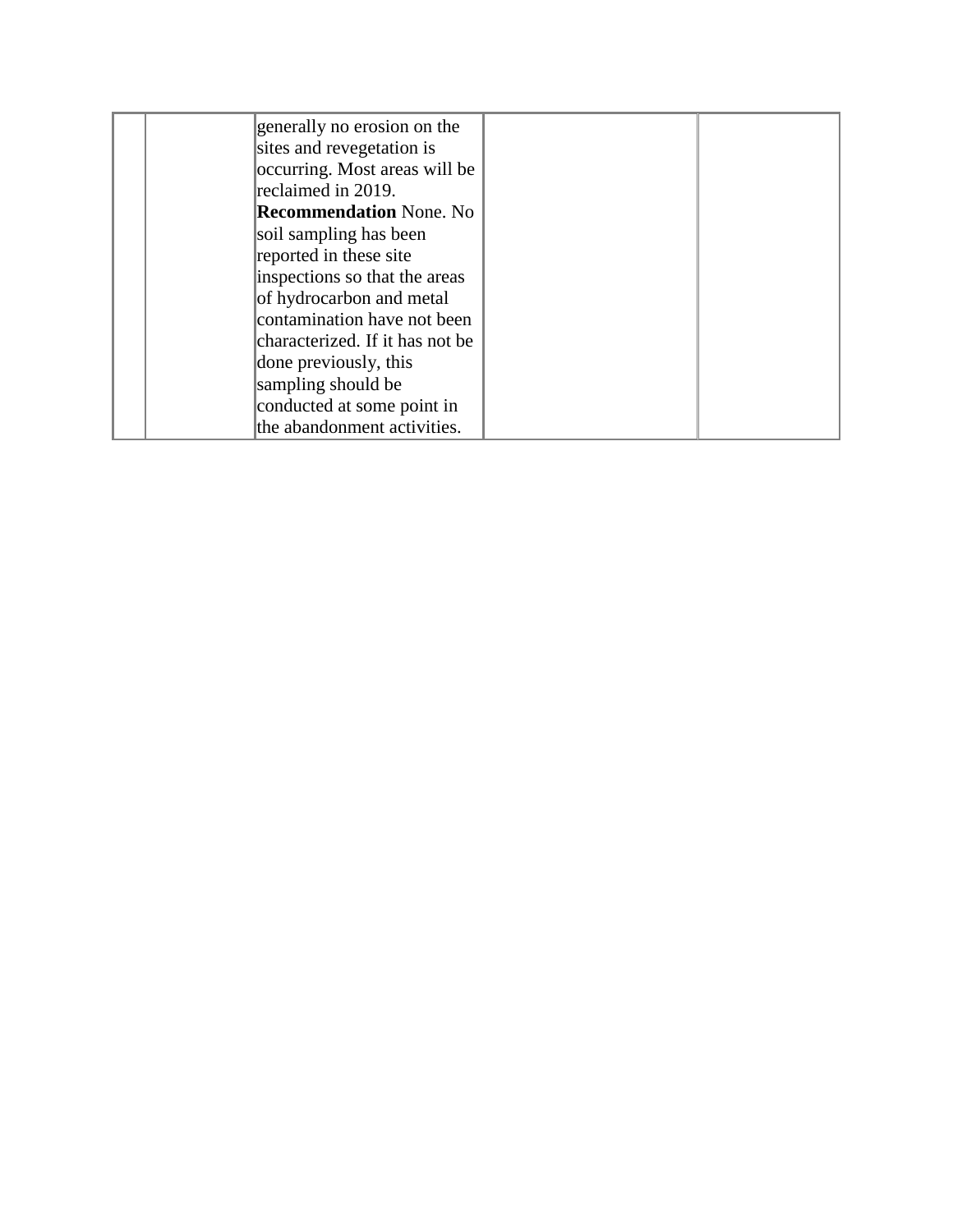|  |  | generally no erosion on the sites and revegetation is occurring. Most areas will be reclaimed in 2019. **Recommendation** None. No soil sampling has been reported in these site inspections so that the areas of hydrocarbon and metal contamination have not been characterized. If it has not be done previously, this sampling should be conducted at some point in the abandonment activities. |  |  |
|---|---|---|---|---|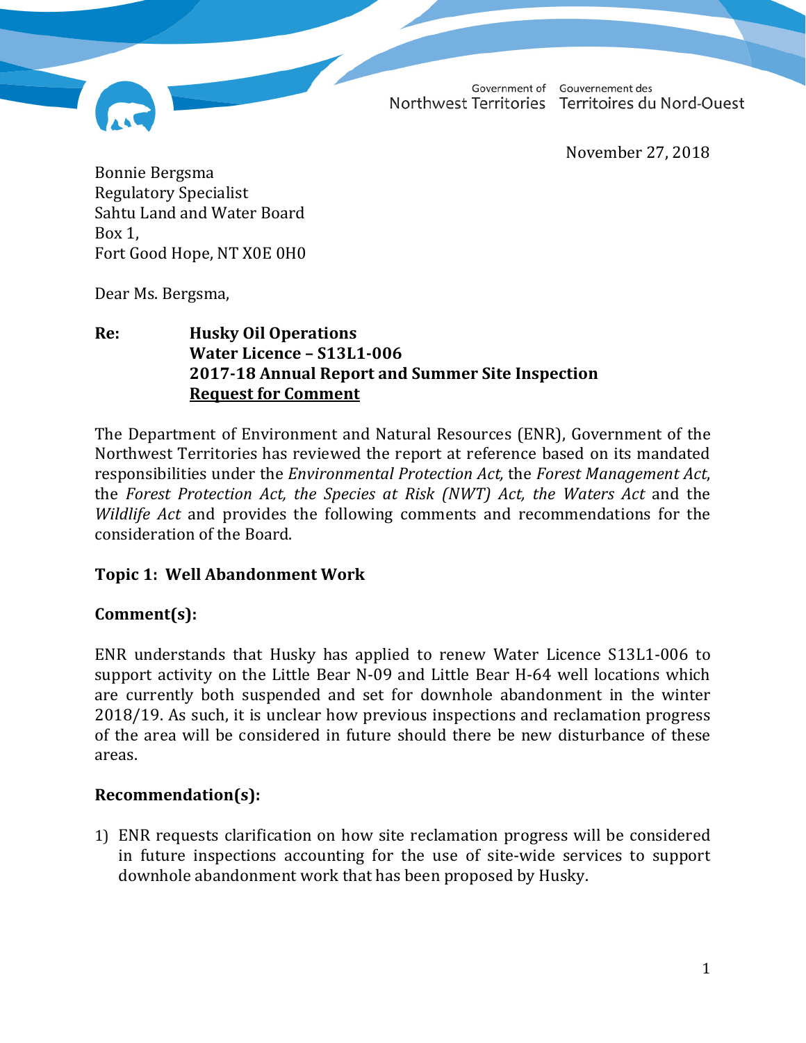Government of Northwest Territories Gouvernement des Territoires du Nord-Ouest

November 27, 2018

Bonnie Bergsma
Regulatory Specialist
Sahtu Land and Water Board
Box 1,
Fort Good Hope, NT X0E 0H0

Dear Ms. Bergsma,

**Re: Husky Oil Operations**
**Water Licence – S13L1-006**
**2017-18 Annual Report and Summer Site Inspection**
**<u>Request for Comment</u>**

The Department of Environment and Natural Resources (ENR), Government of the Northwest Territories has reviewed the report at reference based on its mandated responsibilities under the *Environmental Protection Act,* the *Forest Management Act*, the *Forest Protection Act, the Species at Risk (NWT) Act, the Waters Act* and the *Wildlife Act* and provides the following comments and recommendations for the consideration of the Board.

**Topic 1: Well Abandonment Work**

**Comment(s):**

ENR understands that Husky has applied to renew Water Licence S13L1-006 to support activity on the Little Bear N-09 and Little Bear H-64 well locations which are currently both suspended and set for downhole abandonment in the winter 2018/19. As such, it is unclear how previous inspections and reclamation progress of the area will be considered in future should there be new disturbance of these areas.

**Recommendation(s):**

1) ENR requests clarification on how site reclamation progress will be considered in future inspections accounting for the use of site-wide services to support downhole abandonment work that has been proposed by Husky.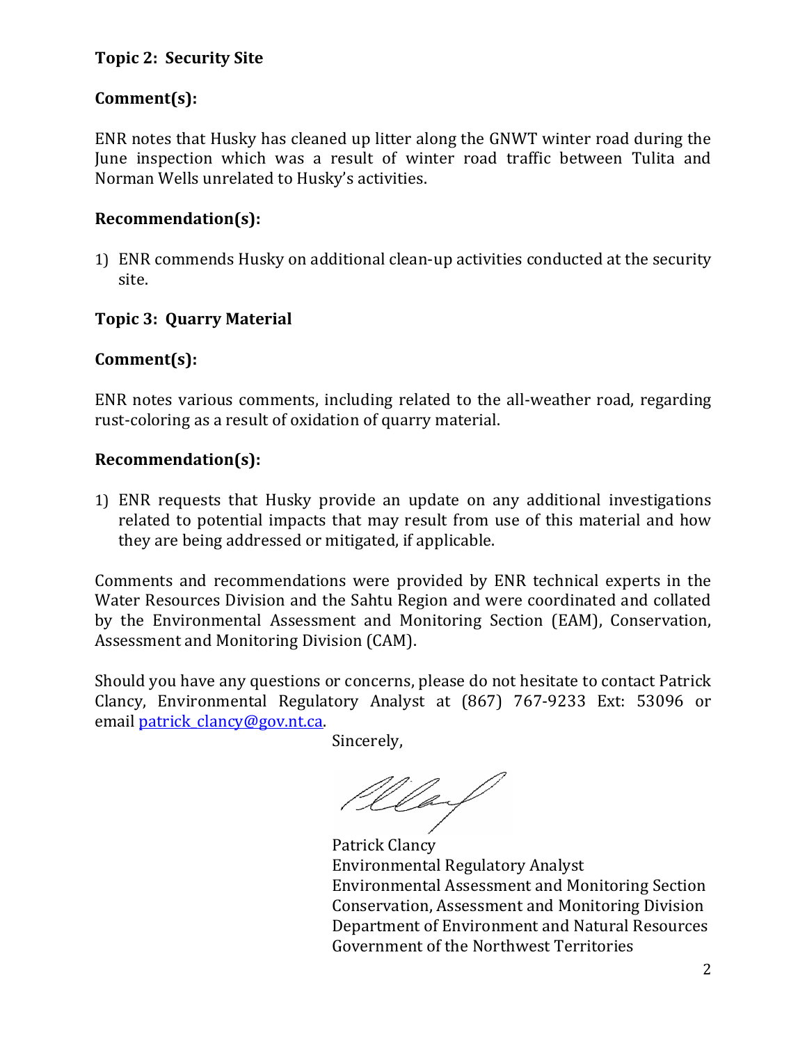**Topic 2: Security Site**

**Comment(s):**

ENR notes that Husky has cleaned up litter along the GNWT winter road during the June inspection which was a result of winter road traffic between Tulita and Norman Wells unrelated to Husky's activities.

**Recommendation(s):**

1) ENR commends Husky on additional clean-up activities conducted at the security site.

**Topic 3: Quarry Material**

**Comment(s):**

ENR notes various comments, including related to the all-weather road, regarding rust-coloring as a result of oxidation of quarry material.

**Recommendation(s):**

1) ENR requests that Husky provide an update on any additional investigations related to potential impacts that may result from use of this material and how they are being addressed or mitigated, if applicable.

Comments and recommendations were provided by ENR technical experts in the Water Resources Division and the Sahtu Region and were coordinated and collated by the Environmental Assessment and Monitoring Section (EAM), Conservation, Assessment and Monitoring Division (CAM).

Should you have any questions or concerns, please do not hesitate to contact Patrick Clancy, Environmental Regulatory Analyst at (867) 767-9233 Ext: 53096 or email patrick_clancy@gov.nt.ca.

Sincerely,

Patrick Clancy
Environmental Regulatory Analyst
Environmental Assessment and Monitoring Section
Conservation, Assessment and Monitoring Division
Department of Environment and Natural Resources
Government of the Northwest Territories